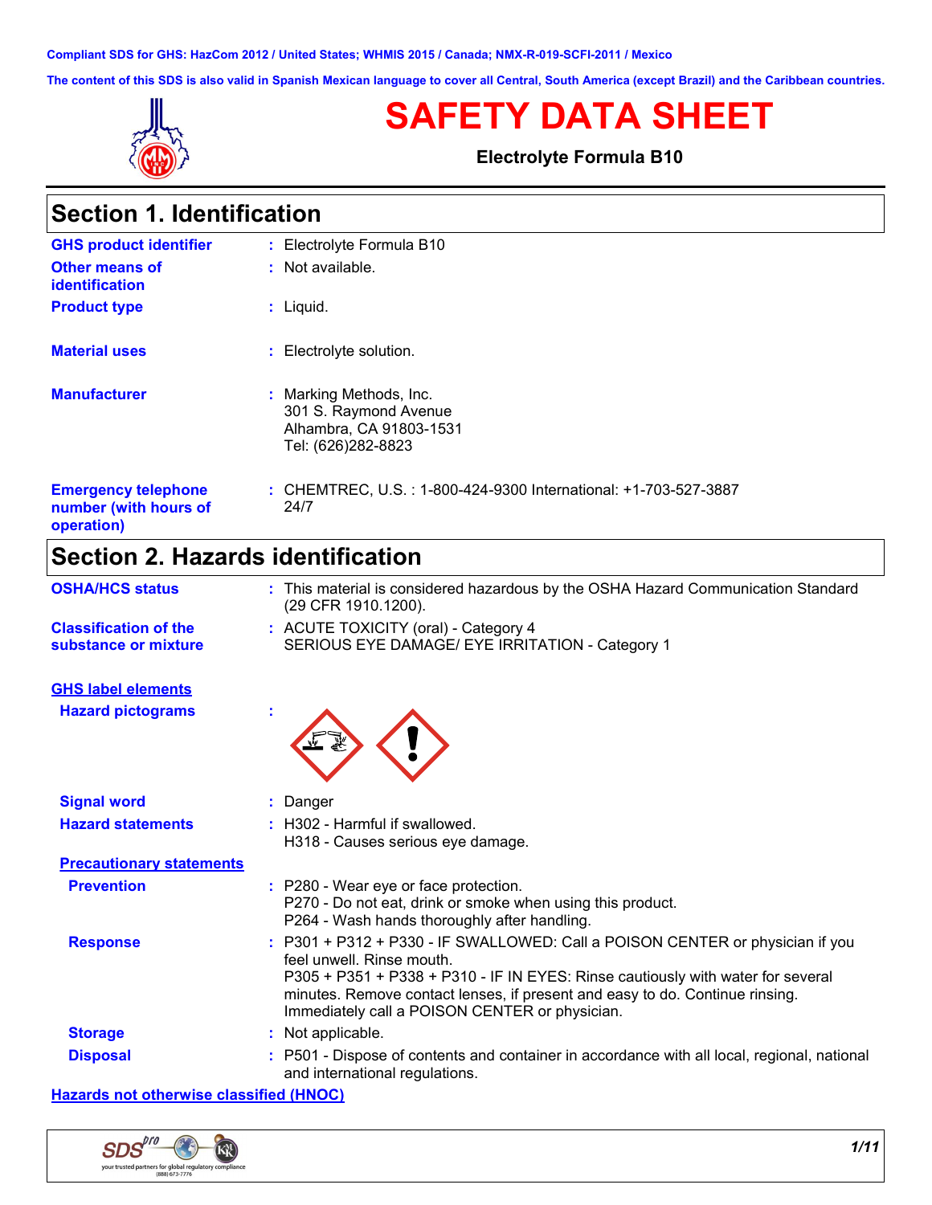Compliant SDS for GHS: HazCom 2012 / United States; WHMIS 2015 / Canada; NMX-R-019-SCFI-2011 / Mexico

The content of this SDS is also valid in Spanish Mexican language to cover all Central, South America (except Brazil) and the Caribbean countries.

# SAFETY DATA SHEET

**Electrolyte Formula B10**

## Section 1. Identification

**GHS product identifier** : Electrolyte Formula B10

**Other means of identification** : Not available.

**Product type** : Liquid.

**Material uses** : Electrolyte solution.

**Manufacturer** : Marking Methods, Inc.
301 S. Raymond Avenue
Alhambra, CA 91803-1531
Tel: (626)282-8823

**Emergency telephone number (with hours of operation)** : CHEMTREC, U.S. : 1-800-424-9300 International: +1-703-527-3887 24/7

## Section 2. Hazards identification

**OSHA/HCS status** : This material is considered hazardous by the OSHA Hazard Communication Standard (29 CFR 1910.1200).

**Classification of the substance or mixture** : ACUTE TOXICITY (oral) - Category 4
SERIOUS EYE DAMAGE/ EYE IRRITATION - Category 1

**GHS label elements**

**Hazard pictograms** :

**Signal word** : Danger

**Hazard statements** : H302 - Harmful if swallowed.
H318 - Causes serious eye damage.

**Precautionary statements**

**Prevention** : P280 - Wear eye or face protection.
P270 - Do not eat, drink or smoke when using this product.
P264 - Wash hands thoroughly after handling.

**Response** : P301 + P312 + P330 - IF SWALLOWED: Call a POISON CENTER or physician if you feel unwell. Rinse mouth.
P305 + P351 + P338 + P310 - IF IN EYES: Rinse cautiously with water for several minutes. Remove contact lenses, if present and easy to do. Continue rinsing. Immediately call a POISON CENTER or physician.

**Storage** : Not applicable.

**Disposal** : P501 - Dispose of contents and container in accordance with all local, regional, national and international regulations.

**Hazards not otherwise classified (HNOC)**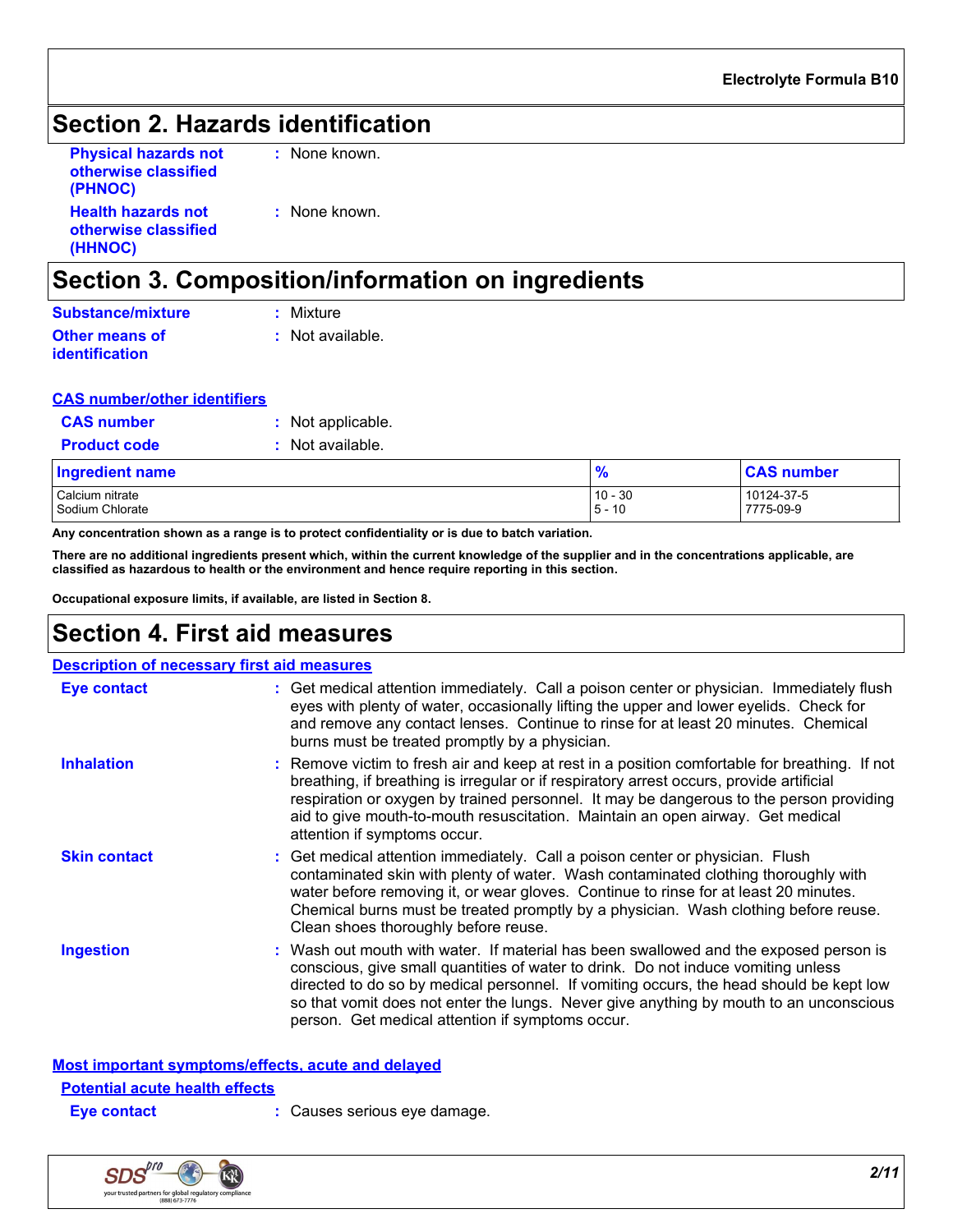## Section 2. Hazards identification

**Physical hazards not otherwise classified (PHNOC)** : None known.

**Health hazards not otherwise classified (HHNOC)** : None known.

## Section 3. Composition/information on ingredients

**Substance/mixture** : Mixture

**Other means of identification** : Not available.

**CAS number/other identifiers**

**CAS number** : Not applicable.

**Product code** : Not available.

| Ingredient name | % | CAS number |
|---|---|---|
| Calcium nitrate | 10 - 30 | 10124-37-5 |
| Sodium Chlorate | 5 - 10 | 7775-09-9 |

**Any concentration shown as a range is to protect confidentiality or is due to batch variation.**

**There are no additional ingredients present which, within the current knowledge of the supplier and in the concentrations applicable, are classified as hazardous to health or the environment and hence require reporting in this section.**

**Occupational exposure limits, if available, are listed in Section 8.**

## Section 4. First aid measures

**Description of necessary first aid measures**

**Eye contact** : Get medical attention immediately. Call a poison center or physician. Immediately flush eyes with plenty of water, occasionally lifting the upper and lower eyelids. Check for and remove any contact lenses. Continue to rinse for at least 20 minutes. Chemical burns must be treated promptly by a physician.

**Inhalation** : Remove victim to fresh air and keep at rest in a position comfortable for breathing. If not breathing, if breathing is irregular or if respiratory arrest occurs, provide artificial respiration or oxygen by trained personnel. It may be dangerous to the person providing aid to give mouth-to-mouth resuscitation. Maintain an open airway. Get medical attention if symptoms occur.

**Skin contact** : Get medical attention immediately. Call a poison center or physician. Flush contaminated skin with plenty of water. Wash contaminated clothing thoroughly with water before removing it, or wear gloves. Continue to rinse for at least 20 minutes. Chemical burns must be treated promptly by a physician. Wash clothing before reuse. Clean shoes thoroughly before reuse.

**Ingestion** : Wash out mouth with water. If material has been swallowed and the exposed person is conscious, give small quantities of water to drink. Do not induce vomiting unless directed to do so by medical personnel. If vomiting occurs, the head should be kept low so that vomit does not enter the lungs. Never give anything by mouth to an unconscious person. Get medical attention if symptoms occur.

**Most important symptoms/effects, acute and delayed**

**Potential acute health effects**

**Eye contact** : Causes serious eye damage.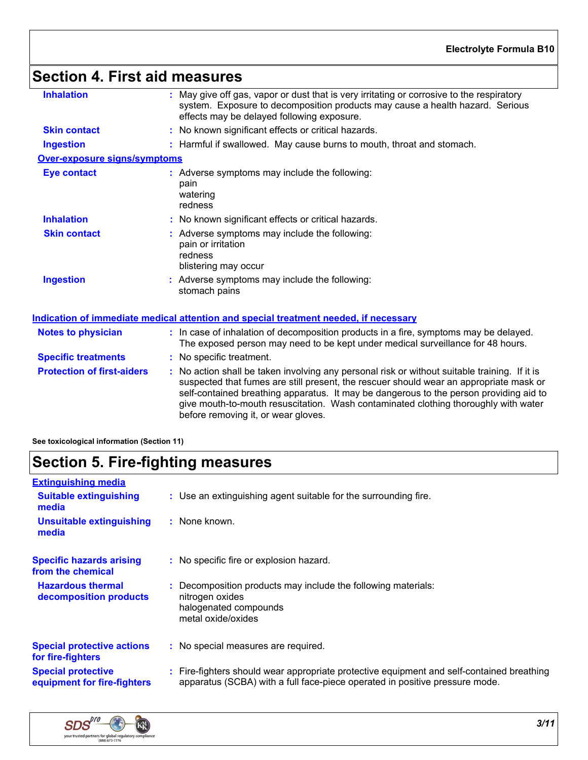## Section 4. First aid measures

**Inhalation** : May give off gas, vapor or dust that is very irritating or corrosive to the respiratory system. Exposure to decomposition products may cause a health hazard. Serious effects may be delayed following exposure.

**Skin contact** : No known significant effects or critical hazards.

**Ingestion** : Harmful if swallowed. May cause burns to mouth, throat and stomach.

**Over-exposure signs/symptoms**

**Eye contact** : Adverse symptoms may include the following:
pain
watering
redness

**Inhalation** : No known significant effects or critical hazards.

**Skin contact** : Adverse symptoms may include the following:
pain or irritation
redness
blistering may occur

**Ingestion** : Adverse symptoms may include the following:
stomach pains

**Indication of immediate medical attention and special treatment needed, if necessary**

**Notes to physician** : In case of inhalation of decomposition products in a fire, symptoms may be delayed. The exposed person may need to be kept under medical surveillance for 48 hours.

**Specific treatments** : No specific treatment.

**Protection of first-aiders** : No action shall be taken involving any personal risk or without suitable training. If it is suspected that fumes are still present, the rescuer should wear an appropriate mask or self-contained breathing apparatus. It may be dangerous to the person providing aid to give mouth-to-mouth resuscitation. Wash contaminated clothing thoroughly with water before removing it, or wear gloves.

**See toxicological information (Section 11)**

## Section 5. Fire-fighting measures

**Extinguishing media**

**Suitable extinguishing media** : Use an extinguishing agent suitable for the surrounding fire.

**Unsuitable extinguishing media** : None known.

**Specific hazards arising from the chemical** : No specific fire or explosion hazard.

**Hazardous thermal decomposition products** : Decomposition products may include the following materials:
nitrogen oxides
halogenated compounds
metal oxide/oxides

**Special protective actions for fire-fighters** : No special measures are required.

**Special protective equipment for fire-fighters** : Fire-fighters should wear appropriate protective equipment and self-contained breathing apparatus (SCBA) with a full face-piece operated in positive pressure mode.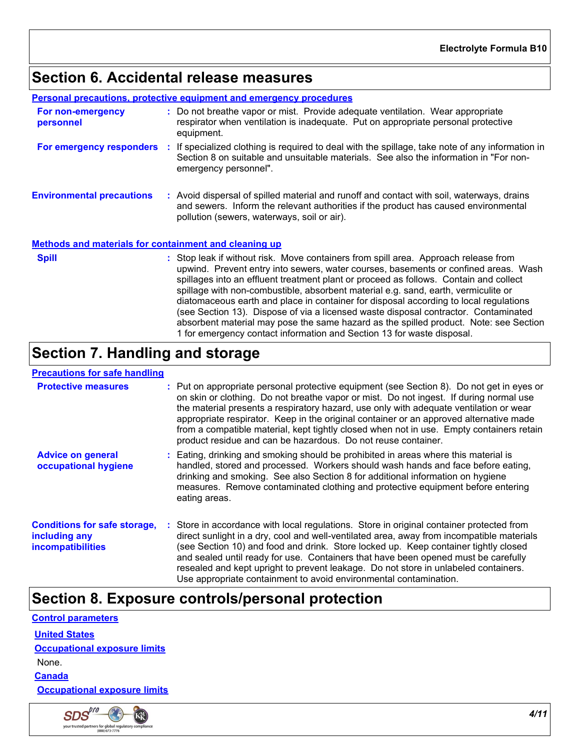## Section 6. Accidental release measures

**Personal precautions, protective equipment and emergency procedures**

**For non-emergency personnel** : Do not breathe vapor or mist. Provide adequate ventilation. Wear appropriate respirator when ventilation is inadequate. Put on appropriate personal protective equipment.

**For emergency responders** : If specialized clothing is required to deal with the spillage, take note of any information in Section 8 on suitable and unsuitable materials. See also the information in "For non-emergency personnel".

**Environmental precautions** : Avoid dispersal of spilled material and runoff and contact with soil, waterways, drains and sewers. Inform the relevant authorities if the product has caused environmental pollution (sewers, waterways, soil or air).

**Methods and materials for containment and cleaning up**

**Spill** : Stop leak if without risk. Move containers from spill area. Approach release from upwind. Prevent entry into sewers, water courses, basements or confined areas. Wash spillages into an effluent treatment plant or proceed as follows. Contain and collect spillage with non-combustible, absorbent material e.g. sand, earth, vermiculite or diatomaceous earth and place in container for disposal according to local regulations (see Section 13). Dispose of via a licensed waste disposal contractor. Contaminated absorbent material may pose the same hazard as the spilled product. Note: see Section 1 for emergency contact information and Section 13 for waste disposal.

## Section 7. Handling and storage

**Precautions for safe handling**

**Protective measures** : Put on appropriate personal protective equipment (see Section 8). Do not get in eyes or on skin or clothing. Do not breathe vapor or mist. Do not ingest. If during normal use the material presents a respiratory hazard, use only with adequate ventilation or wear appropriate respirator. Keep in the original container or an approved alternative made from a compatible material, kept tightly closed when not in use. Empty containers retain product residue and can be hazardous. Do not reuse container.

**Advice on general occupational hygiene** : Eating, drinking and smoking should be prohibited in areas where this material is handled, stored and processed. Workers should wash hands and face before eating, drinking and smoking. See also Section 8 for additional information on hygiene measures. Remove contaminated clothing and protective equipment before entering eating areas.

**Conditions for safe storage, including any incompatibilities** : Store in accordance with local regulations. Store in original container protected from direct sunlight in a dry, cool and well-ventilated area, away from incompatible materials (see Section 10) and food and drink. Store locked up. Keep container tightly closed and sealed until ready for use. Containers that have been opened must be carefully resealed and kept upright to prevent leakage. Do not store in unlabeled containers. Use appropriate containment to avoid environmental contamination.

## Section 8. Exposure controls/personal protection

**Control parameters**

**United States**

**Occupational exposure limits**

None.

**Canada**

**Occupational exposure limits**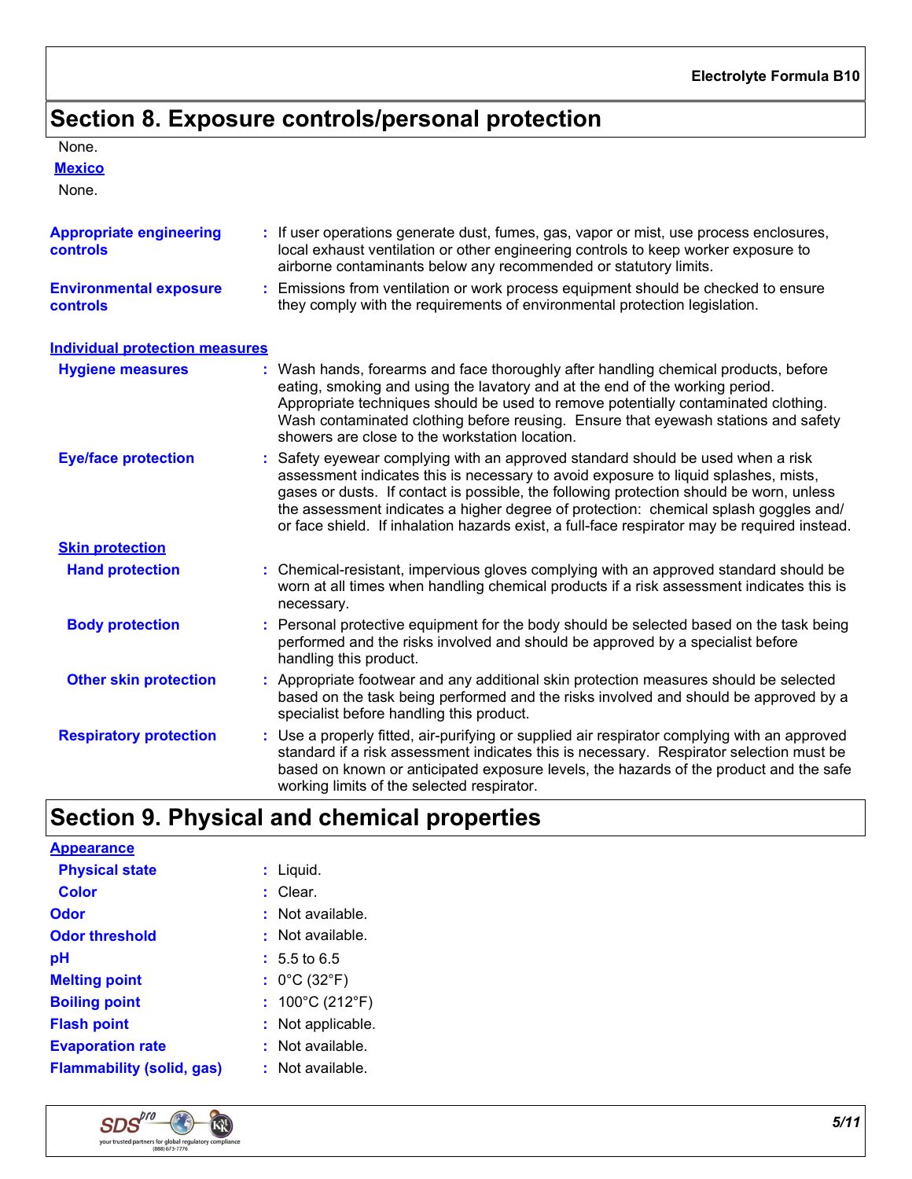## Section 8. Exposure controls/personal protection

None.

**Mexico**

None.

**Appropriate engineering controls** : If user operations generate dust, fumes, gas, vapor or mist, use process enclosures, local exhaust ventilation or other engineering controls to keep worker exposure to airborne contaminants below any recommended or statutory limits.

**Environmental exposure controls** : Emissions from ventilation or work process equipment should be checked to ensure they comply with the requirements of environmental protection legislation.

**Individual protection measures**

**Hygiene measures** : Wash hands, forearms and face thoroughly after handling chemical products, before eating, smoking and using the lavatory and at the end of the working period. Appropriate techniques should be used to remove potentially contaminated clothing. Wash contaminated clothing before reusing. Ensure that eyewash stations and safety showers are close to the workstation location.

**Eye/face protection** : Safety eyewear complying with an approved standard should be used when a risk assessment indicates this is necessary to avoid exposure to liquid splashes, mists, gases or dusts. If contact is possible, the following protection should be worn, unless the assessment indicates a higher degree of protection: chemical splash goggles and/ or face shield. If inhalation hazards exist, a full-face respirator may be required instead.

**Skin protection**

**Hand protection** : Chemical-resistant, impervious gloves complying with an approved standard should be worn at all times when handling chemical products if a risk assessment indicates this is necessary.

**Body protection** : Personal protective equipment for the body should be selected based on the task being performed and the risks involved and should be approved by a specialist before handling this product.

**Other skin protection** : Appropriate footwear and any additional skin protection measures should be selected based on the task being performed and the risks involved and should be approved by a specialist before handling this product.

**Respiratory protection** : Use a properly fitted, air-purifying or supplied air respirator complying with an approved standard if a risk assessment indicates this is necessary. Respirator selection must be based on known or anticipated exposure levels, the hazards of the product and the safe working limits of the selected respirator.

## Section 9. Physical and chemical properties

**Appearance**

**Physical state** : Liquid.

**Color** : Clear.

**Odor** : Not available.

**Odor threshold** : Not available.

**pH** : 5.5 to 6.5

**Melting point** : 0°C (32°F)

**Boiling point** : 100°C (212°F)

**Flash point** : Not applicable.

**Evaporation rate** : Not available.

**Flammability (solid, gas)** : Not available.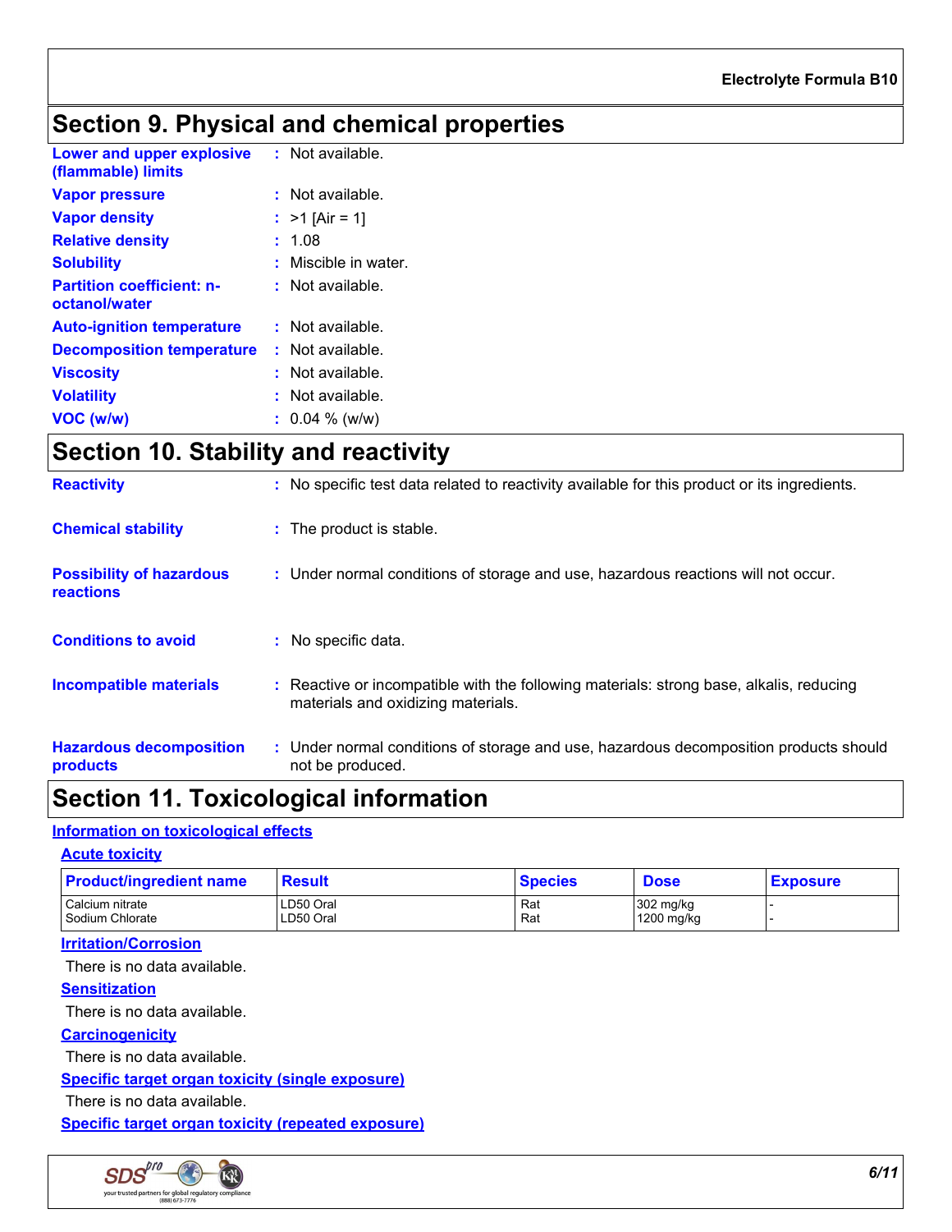## Section 9. Physical and chemical properties

**Lower and upper explosive (flammable) limits** : Not available.

**Vapor pressure** : Not available.

**Vapor density** : >1 [Air = 1]

**Relative density** : 1.08

**Solubility** : Miscible in water.

**Partition coefficient: n-octanol/water** : Not available.

**Auto-ignition temperature** : Not available.

**Decomposition temperature** : Not available.

**Viscosity** : Not available.

**Volatility** : Not available.

**VOC (w/w)** : 0.04 % (w/w)

## Section 10. Stability and reactivity

**Reactivity** : No specific test data related to reactivity available for this product or its ingredients.

**Chemical stability** : The product is stable.

**Possibility of hazardous reactions** : Under normal conditions of storage and use, hazardous reactions will not occur.

**Conditions to avoid** : No specific data.

**Incompatible materials** : Reactive or incompatible with the following materials: strong base, alkalis, reducing materials and oxidizing materials.

**Hazardous decomposition products** : Under normal conditions of storage and use, hazardous decomposition products should not be produced.

## Section 11. Toxicological information

### Information on toxicological effects

#### Acute toxicity

| Product/ingredient name | Result | Species | Dose | Exposure |
|---|---|---|---|---|
| Calcium nitrate | LD50 Oral | Rat | 302 mg/kg | - |
| Sodium Chlorate | LD50 Oral | Rat | 1200 mg/kg | - |

#### Irritation/Corrosion

There is no data available.

#### Sensitization

There is no data available.

#### Carcinogenicity

There is no data available.

#### Specific target organ toxicity (single exposure)

There is no data available.

#### Specific target organ toxicity (repeated exposure)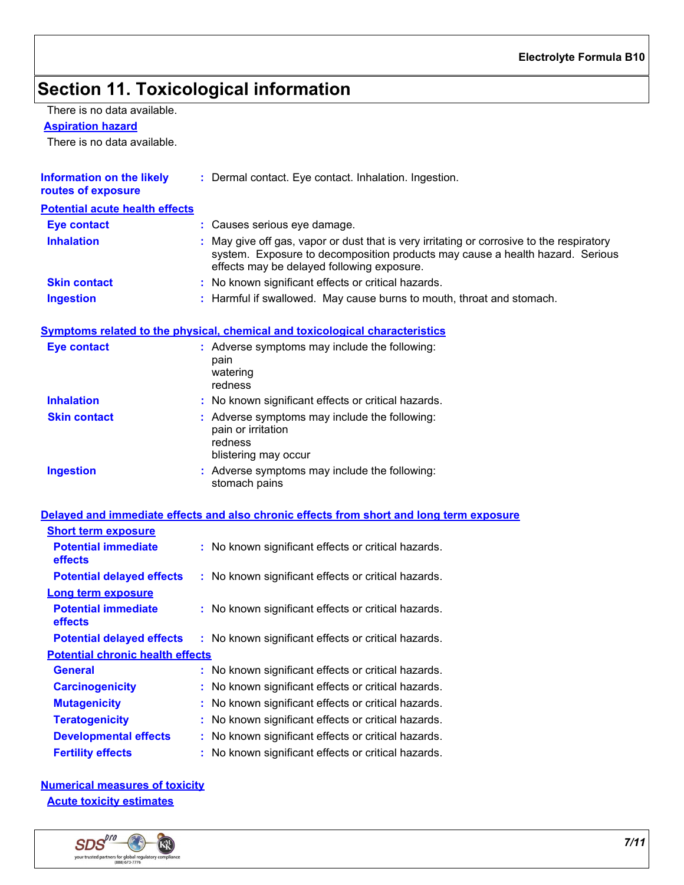# Section 11. Toxicological information

There is no data available.

**Aspiration hazard**

There is no data available.

**Information on the likely routes of exposure** : Dermal contact. Eye contact. Inhalation. Ingestion.

**Potential acute health effects**

| | |
|---|---|
| **Eye contact** | : Causes serious eye damage. |
| **Inhalation** | : May give off gas, vapor or dust that is very irritating or corrosive to the respiratory system. Exposure to decomposition products may cause a health hazard. Serious effects may be delayed following exposure. |
| **Skin contact** | : No known significant effects or critical hazards. |
| **Ingestion** | : Harmful if swallowed. May cause burns to mouth, throat and stomach. |

**Symptoms related to the physical, chemical and toxicological characteristics**

| | |
|---|---|
| **Eye contact** | : Adverse symptoms may include the following: pain watering redness |
| **Inhalation** | : No known significant effects or critical hazards. |
| **Skin contact** | : Adverse symptoms may include the following: pain or irritation redness blistering may occur |
| **Ingestion** | : Adverse symptoms may include the following: stomach pains |

**Delayed and immediate effects and also chronic effects from short and long term exposure**

**Short term exposure**

| | |
|---|---|
| **Potential immediate effects** | : No known significant effects or critical hazards. |
| **Potential delayed effects** | : No known significant effects or critical hazards. |

**Long term exposure**

| | |
|---|---|
| **Potential immediate effects** | : No known significant effects or critical hazards. |
| **Potential delayed effects** | : No known significant effects or critical hazards. |

**Potential chronic health effects**

| | |
|---|---|
| **General** | : No known significant effects or critical hazards. |
| **Carcinogenicity** | : No known significant effects or critical hazards. |
| **Mutagenicity** | : No known significant effects or critical hazards. |
| **Teratogenicity** | : No known significant effects or critical hazards. |
| **Developmental effects** | : No known significant effects or critical hazards. |
| **Fertility effects** | : No known significant effects or critical hazards. |

**Numerical measures of toxicity**

**Acute toxicity estimates**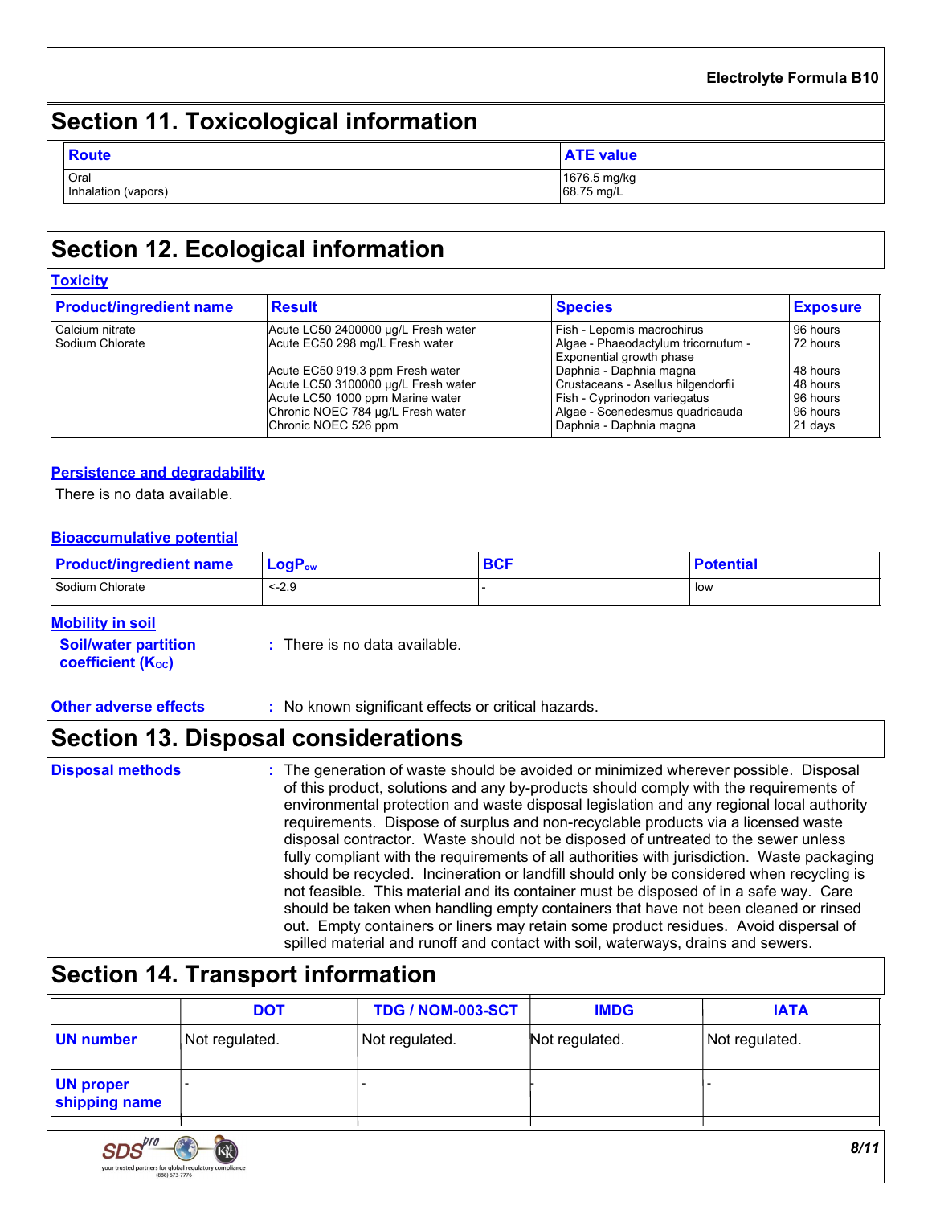## Section 11. Toxicological information

| Route | ATE value |
|---|---|
| Oral | 1676.5 mg/kg |
| Inhalation (vapors) | 68.75 mg/L |

## Section 12. Ecological information

### Toxicity

| Product/ingredient name | Result | Species | Exposure |
|---|---|---|---|
| Calcium nitrate | Acute LC50 2400000 µg/L Fresh water | Fish - Lepomis macrochirus | 96 hours |
| Sodium Chlorate | Acute EC50 298 mg/L Fresh water | Algae - Phaeodactylum tricornutum - Exponential growth phase | 72 hours |
| | Acute EC50 919.3 ppm Fresh water | Daphnia - Daphnia magna | 48 hours |
| | Acute LC50 3100000 µg/L Fresh water | Crustaceans - Asellus hilgendorfii | 48 hours |
| | Acute LC50 1000 ppm Marine water | Fish - Cyprinodon variegatus | 96 hours |
| | Chronic NOEC 784 µg/L Fresh water | Algae - Scenedesmus quadricauda | 96 hours |
| | Chronic NOEC 526 ppm | Daphnia - Daphnia magna | 21 days |

### Persistence and degradability

There is no data available.

### Bioaccumulative potential

| Product/ingredient name | $LogP_{ow}$ | BCF | Potential |
|---|---|---|---|
| Sodium Chlorate | <-2.9 | - | low |

### Mobility in soil

**Soil/water partition coefficient ($K_{OC}$)** : There is no data available.

**Other adverse effects** : No known significant effects or critical hazards.

## Section 13. Disposal considerations

**Disposal methods** : The generation of waste should be avoided or minimized wherever possible. Disposal of this product, solutions and any by-products should comply with the requirements of environmental protection and waste disposal legislation and any regional local authority requirements. Dispose of surplus and non-recyclable products via a licensed waste disposal contractor. Waste should not be disposed of untreated to the sewer unless fully compliant with the requirements of all authorities with jurisdiction. Waste packaging should be recycled. Incineration or landfill should only be considered when recycling is not feasible. This material and its container must be disposed of in a safe way. Care should be taken when handling empty containers that have not been cleaned or rinsed out. Empty containers or liners may retain some product residues. Avoid dispersal of spilled material and runoff and contact with soil, waterways, drains and sewers.

## Section 14. Transport information

| | DOT | TDG / NOM-003-SCT | IMDG | IATA |
|---|---|---|---|---|
| UN number | Not regulated. | Not regulated. | Not regulated. | Not regulated. |
| UN proper shipping name | - | - | - | - |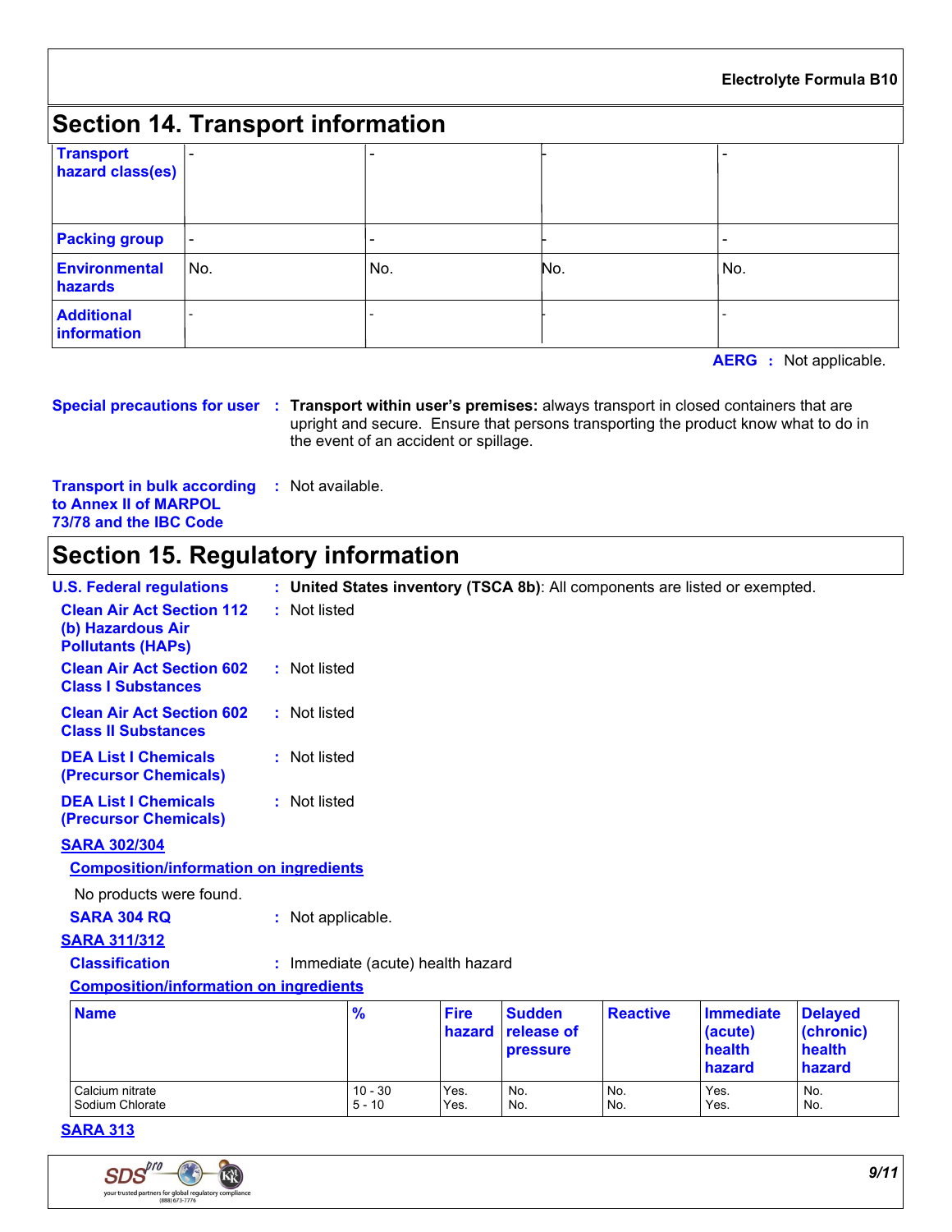## Section 14. Transport information

| Transport hazard class(es) | - | - | - | - |
| --- | --- | --- | --- | --- |
| Packing group | - | - | - | - |
| Environmental hazards | No. | No. | No. | No. |
| Additional information | - | - | - | - |

**AERG** : Not applicable.

**Special precautions for user** : **Transport within user's premises:** always transport in closed containers that are upright and secure. Ensure that persons transporting the product know what to do in the event of an accident or spillage.

**Transport in bulk according to Annex II of MARPOL 73/78 and the IBC Code** : Not available.

## Section 15. Regulatory information

**U.S. Federal regulations** : **United States inventory (TSCA 8b)**: All components are listed or exempted.

**Clean Air Act Section 112 (b) Hazardous Air Pollutants (HAPs)** : Not listed

**Clean Air Act Section 602 Class I Substances** : Not listed

**Clean Air Act Section 602 Class II Substances** : Not listed

**DEA List I Chemicals (Precursor Chemicals)** : Not listed

**DEA List I Chemicals (Precursor Chemicals)** : Not listed

**SARA 302/304**

**Composition/information on ingredients**

No products were found.

**SARA 304 RQ** : Not applicable.

**SARA 311/312**

**Classification** : Immediate (acute) health hazard

**Composition/information on ingredients**

| Name | % | Fire hazard | Sudden release of pressure | Reactive | Immediate (acute) health hazard | Delayed (chronic) health hazard |
| --- | --- | --- | --- | --- | --- | --- |
| Calcium nitrate | 10 - 30 | Yes. | No. | No. | Yes. | No. |
| Sodium Chlorate | 5 - 10 | Yes. | No. | No. | Yes. | No. |

**SARA 313**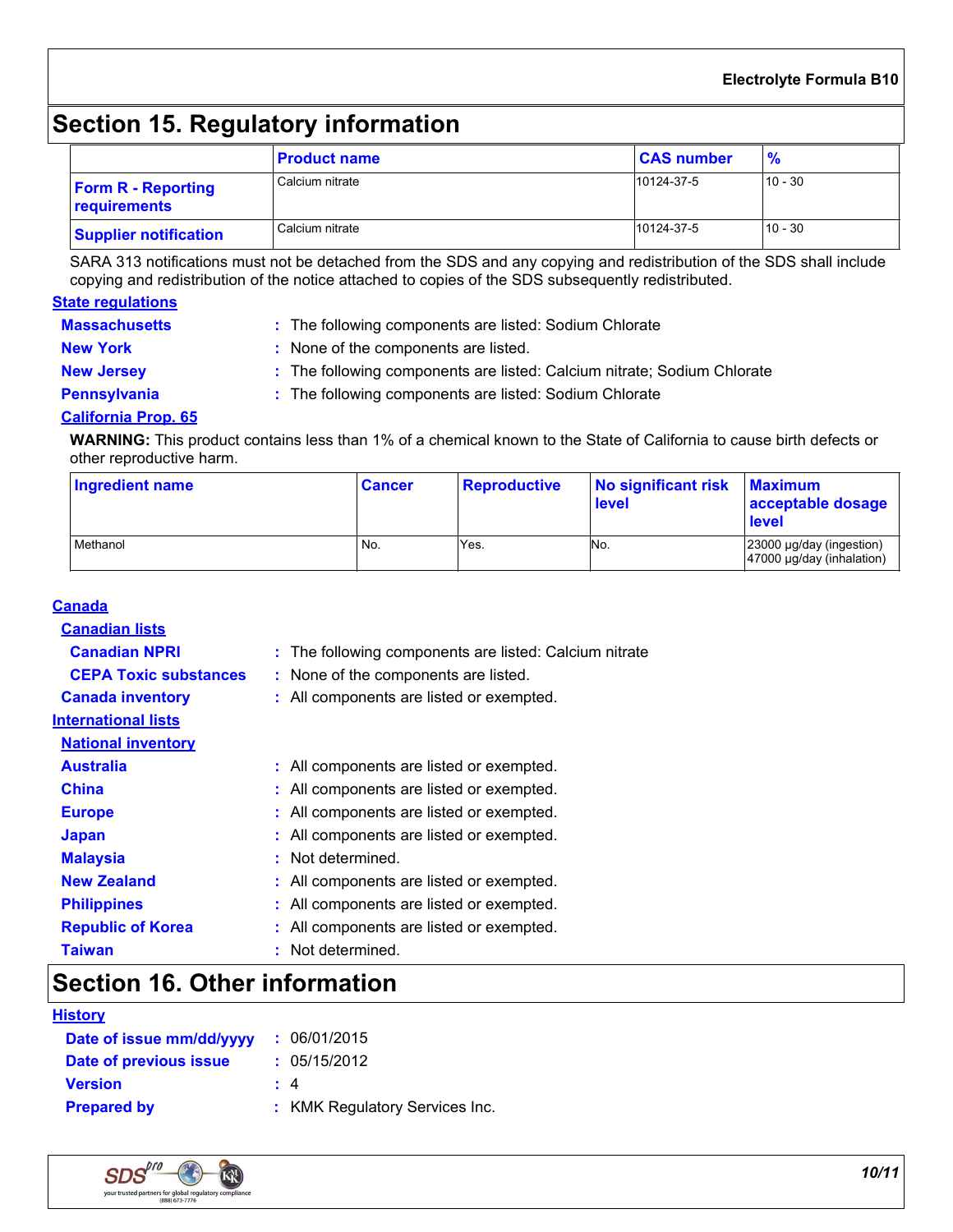## Section 15. Regulatory information

| | Product name | CAS number | % |
|---|---|---|---|
| **Form R - Reporting requirements** | Calcium nitrate | 10124-37-5 | 10 - 30 |
| **Supplier notification** | Calcium nitrate | 10124-37-5 | 10 - 30 |

SARA 313 notifications must not be detached from the SDS and any copying and redistribution of the SDS shall include copying and redistribution of the notice attached to copies of the SDS subsequently redistributed.

### State regulations

**Massachusetts** : The following components are listed: Sodium Chlorate

**New York** : None of the components are listed.

**New Jersey** : The following components are listed: Calcium nitrate; Sodium Chlorate

**Pennsylvania** : The following components are listed: Sodium Chlorate

#### California Prop. 65

**WARNING:** This product contains less than 1% of a chemical known to the State of California to cause birth defects or other reproductive harm.

| Ingredient name | Cancer | Reproductive | No significant risk level | Maximum acceptable dosage level |
|---|---|---|---|---|
| Methanol | No. | Yes. | No. | 23000 µg/day (ingestion) 47000 µg/day (inhalation) |

### Canada

#### Canadian lists

**Canadian NPRI** : The following components are listed: Calcium nitrate

**CEPA Toxic substances** : None of the components are listed.

**Canada inventory** : All components are listed or exempted.

### International lists

#### National inventory

**Australia** : All components are listed or exempted.

**China** : All components are listed or exempted.

**Europe** : All components are listed or exempted.

**Japan** : All components are listed or exempted.

**Malaysia** : Not determined.

**New Zealand** : All components are listed or exempted.

**Philippines** : All components are listed or exempted.

**Republic of Korea** : All components are listed or exempted.

**Taiwan** : Not determined.

## Section 16. Other information

### History

**Date of issue mm/dd/yyyy** : 06/01/2015

**Date of previous issue** : 05/15/2012

**Version** : 4

**Prepared by** : KMK Regulatory Services Inc.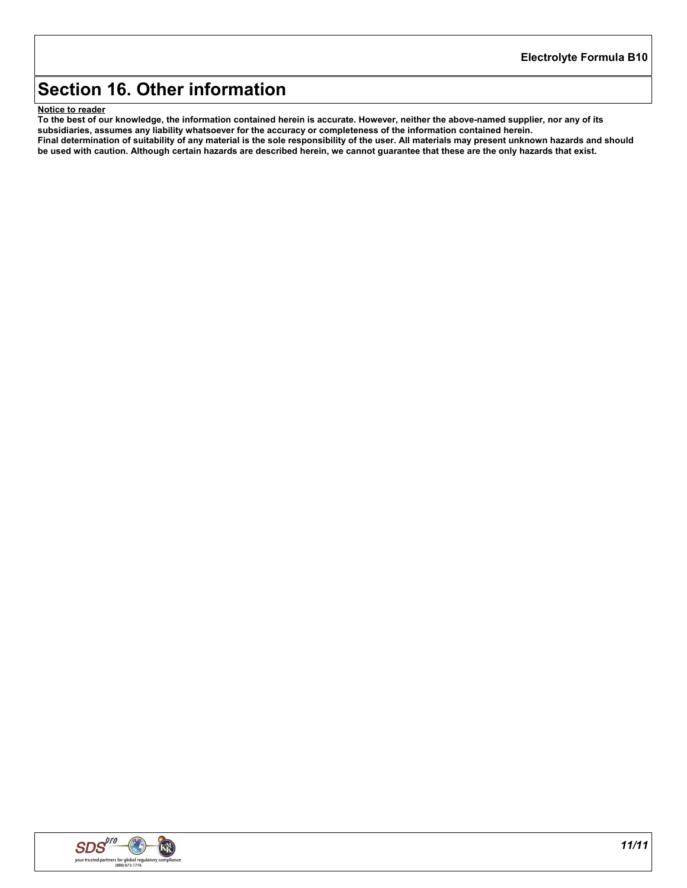# Section 16. Other information

<u>**Notice to reader**</u>

**To the best of our knowledge, the information contained herein is accurate. However, neither the above-named supplier, nor any of its subsidiaries, assumes any liability whatsoever for the accuracy or completeness of the information contained herein.**
**Final determination of suitability of any material is the sole responsibility of the user. All materials may present unknown hazards and should be used with caution. Although certain hazards are described herein, we cannot guarantee that these are the only hazards that exist.**